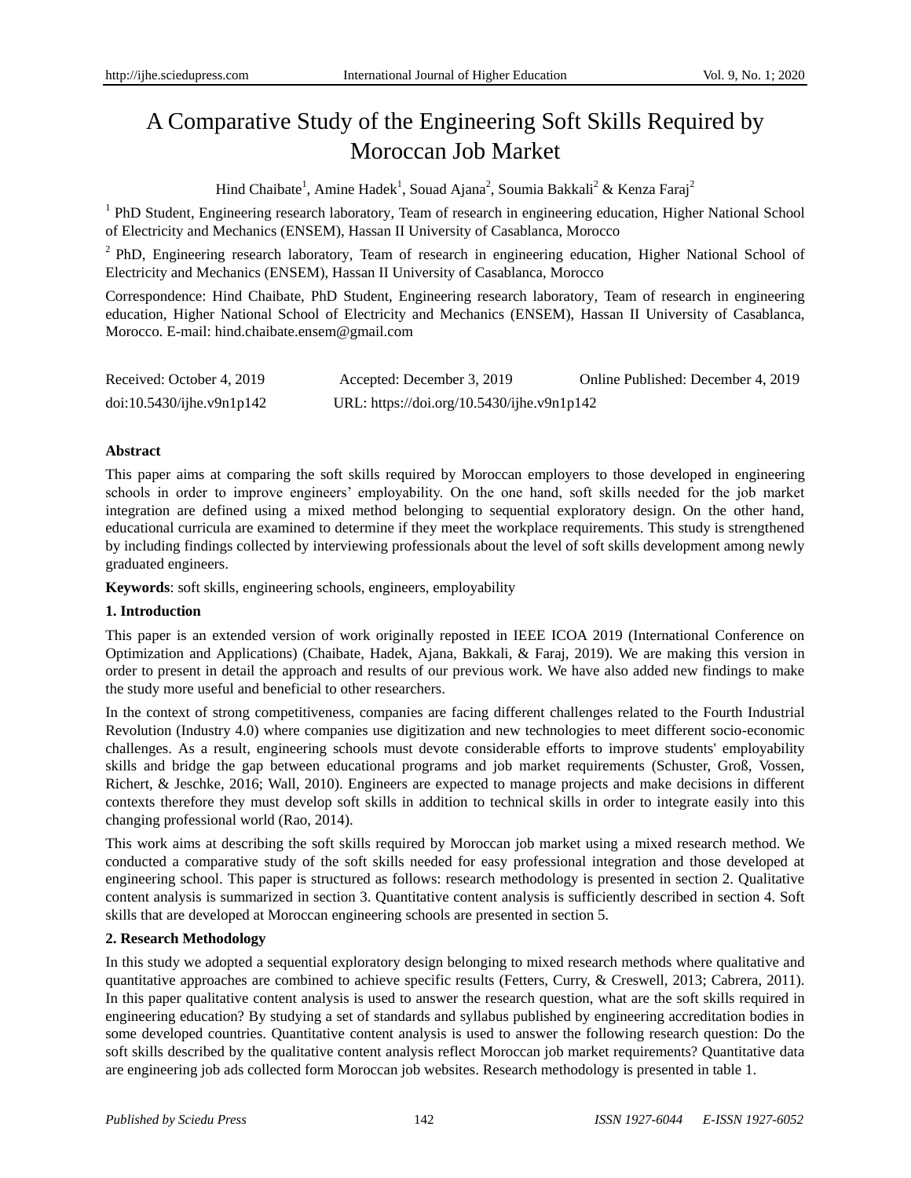# A Comparative Study of the Engineering Soft Skills Required by Moroccan Job Market

Hind Chaibate[1], Amine Hadek[1], Souad Ajana[2], Soumia Bakkali[2] & Kenza Faraj[2]

[1] PhD Student, Engineering research laboratory, Team of research in engineering education, Higher National School of Electricity and Mechanics (ENSEM), Hassan II University of Casablanca, Morocco

[2] PhD, Engineering research laboratory, Team of research in engineering education, Higher National School of Electricity and Mechanics (ENSEM), Hassan II University of Casablanca, Morocco

Correspondence: Hind Chaibate, PhD Student, Engineering research laboratory, Team of research in engineering education, Higher National School of Electricity and Mechanics (ENSEM), Hassan II University of Casablanca, Morocco. E-mail: hind.chaibate.ensem@gmail.com

Received: October 4, 2019  Accepted: December 3, 2019  Online Published: December 4, 2019

doi:10.5430/ijhe.v9n1p142  URL: https://doi.org/10.5430/ijhe.v9n1p142

**Abstract**

This paper aims at comparing the soft skills required by Moroccan employers to those developed in engineering schools in order to improve engineers' employability. On the one hand, soft skills needed for the job market integration are defined using a mixed method belonging to sequential exploratory design. On the other hand, educational curricula are examined to determine if they meet the workplace requirements. This study is strengthened by including findings collected by interviewing professionals about the level of soft skills development among newly graduated engineers.

**Keywords**: soft skills, engineering schools, engineers, employability

## 1. Introduction

This paper is an extended version of work originally reposted in IEEE ICOA 2019 (International Conference on Optimization and Applications) (Chaibate, Hadek, Ajana, Bakkali, & Faraj, 2019). We are making this version in order to present in detail the approach and results of our previous work. We have also added new findings to make the study more useful and beneficial to other researchers.

In the context of strong competitiveness, companies are facing different challenges related to the Fourth Industrial Revolution (Industry 4.0) where companies use digitization and new technologies to meet different socio-economic challenges. As a result, engineering schools must devote considerable efforts to improve students' employability skills and bridge the gap between educational programs and job market requirements (Schuster, Groß, Vossen, Richert, & Jeschke, 2016; Wall, 2010). Engineers are expected to manage projects and make decisions in different contexts therefore they must develop soft skills in addition to technical skills in order to integrate easily into this changing professional world (Rao, 2014).

This work aims at describing the soft skills required by Moroccan job market using a mixed research method. We conducted a comparative study of the soft skills needed for easy professional integration and those developed at engineering school. This paper is structured as follows: research methodology is presented in section 2. Qualitative content analysis is summarized in section 3. Quantitative content analysis is sufficiently described in section 4. Soft skills that are developed at Moroccan engineering schools are presented in section 5.

## 2. Research Methodology

In this study we adopted a sequential exploratory design belonging to mixed research methods where qualitative and quantitative approaches are combined to achieve specific results (Fetters, Curry, & Creswell, 2013; Cabrera, 2011). In this paper qualitative content analysis is used to answer the research question, what are the soft skills required in engineering education? By studying a set of standards and syllabus published by engineering accreditation bodies in some developed countries. Quantitative content analysis is used to answer the following research question: Do the soft skills described by the qualitative content analysis reflect Moroccan job market requirements? Quantitative data are engineering job ads collected form Moroccan job websites. Research methodology is presented in table 1.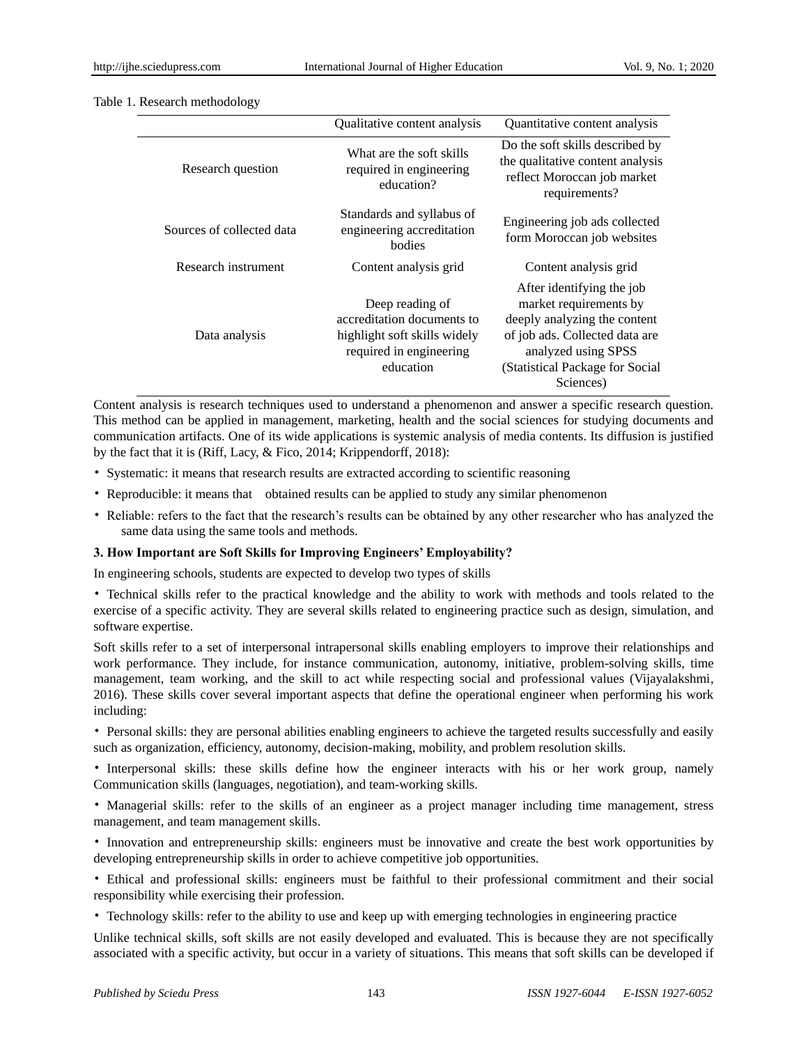Table 1. Research methodology

| | Qualitative content analysis | Quantitative content analysis |
|---|---|---|
| Research question | What are the soft skills required in engineering education? | Do the soft skills described by the qualitative content analysis reflect Moroccan job market requirements? |
| Sources of collected data | Standards and syllabus of engineering accreditation bodies | Engineering job ads collected form Moroccan job websites |
| Research instrument | Content analysis grid | Content analysis grid |
| Data analysis | Deep reading of accreditation documents to highlight soft skills widely required in engineering education | After identifying the job market requirements by deeply analyzing the content of job ads. Collected data are analyzed using SPSS (Statistical Package for Social Sciences) |

Content analysis is research techniques used to understand a phenomenon and answer a specific research question. This method can be applied in management, marketing, health and the social sciences for studying documents and communication artifacts. One of its wide applications is systemic analysis of media contents. Its diffusion is justified by the fact that it is (Riff, Lacy, & Fico, 2014; Krippendorff, 2018):

- Systematic: it means that research results are extracted according to scientific reasoning
- Reproducible: it means that obtained results can be applied to study any similar phenomenon
- Reliable: refers to the fact that the research's results can be obtained by any other researcher who has analyzed the same data using the same tools and methods.

### 3. How Important are Soft Skills for Improving Engineers' Employability?

In engineering schools, students are expected to develop two types of skills

- Technical skills refer to the practical knowledge and the ability to work with methods and tools related to the exercise of a specific activity. They are several skills related to engineering practice such as design, simulation, and software expertise.

Soft skills refer to a set of interpersonal intrapersonal skills enabling employers to improve their relationships and work performance. They include, for instance communication, autonomy, initiative, problem-solving skills, time management, team working, and the skill to act while respecting social and professional values (Vijayalakshmi, 2016). These skills cover several important aspects that define the operational engineer when performing his work including:

- Personal skills: they are personal abilities enabling engineers to achieve the targeted results successfully and easily such as organization, efficiency, autonomy, decision-making, mobility, and problem resolution skills.
- Interpersonal skills: these skills define how the engineer interacts with his or her work group, namely Communication skills (languages, negotiation), and team-working skills.
- Managerial skills: refer to the skills of an engineer as a project manager including time management, stress management, and team management skills.
- Innovation and entrepreneurship skills: engineers must be innovative and create the best work opportunities by developing entrepreneurship skills in order to achieve competitive job opportunities.
- Ethical and professional skills: engineers must be faithful to their professional commitment and their social responsibility while exercising their profession.
- Technology skills: refer to the ability to use and keep up with emerging technologies in engineering practice

Unlike technical skills, soft skills are not easily developed and evaluated. This is because they are not specifically associated with a specific activity, but occur in a variety of situations. This means that soft skills can be developed if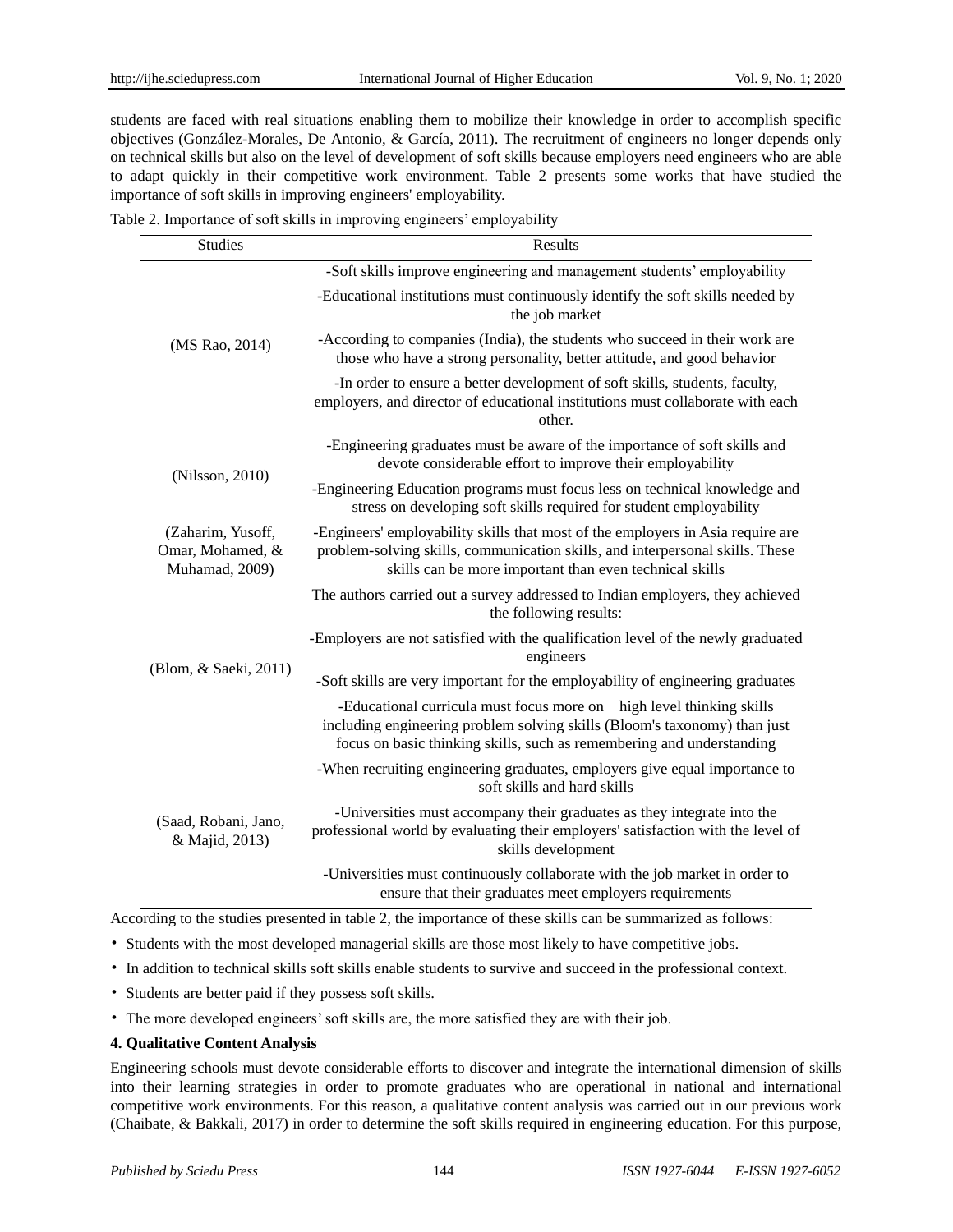students are faced with real situations enabling them to mobilize their knowledge in order to accomplish specific objectives (González-Morales, De Antonio, & García, 2011). The recruitment of engineers no longer depends only on technical skills but also on the level of development of soft skills because employers need engineers who are able to adapt quickly in their competitive work environment. Table 2 presents some works that have studied the importance of soft skills in improving engineers' employability.

Table 2. Importance of soft skills in improving engineers' employability

| Studies | Results |
|---|---|
| (MS Rao, 2014) | -Soft skills improve engineering and management students' employability |
| | -Educational institutions must continuously identify the soft skills needed by the job market |
| | -According to companies (India), the students who succeed in their work are those who have a strong personality, better attitude, and good behavior |
| | -In order to ensure a better development of soft skills, students, faculty, employers, and director of educational institutions must collaborate with each other. |
| (Nilsson, 2010) | -Engineering graduates must be aware of the importance of soft skills and devote considerable effort to improve their employability |
| | -Engineering Education programs must focus less on technical knowledge and stress on developing soft skills required for student employability |
| (Zaharim, Yusoff, Omar, Mohamed, & Muhamad, 2009) | -Engineers' employability skills that most of the employers in Asia require are problem-solving skills, communication skills, and interpersonal skills. These skills can be more important than even technical skills |
| (Blom, & Saeki, 2011) | The authors carried out a survey addressed to Indian employers, they achieved the following results: |
| | -Employers are not satisfied with the qualification level of the newly graduated engineers |
| | -Soft skills are very important for the employability of engineering graduates |
| | -Educational curricula must focus more on high level thinking skills including engineering problem solving skills (Bloom's taxonomy) than just focus on basic thinking skills, such as remembering and understanding |
| (Saad, Robani, Jano, & Majid, 2013) | -When recruiting engineering graduates, employers give equal importance to soft skills and hard skills |
| | -Universities must accompany their graduates as they integrate into the professional world by evaluating their employers' satisfaction with the level of skills development |
| | -Universities must continuously collaborate with the job market in order to ensure that their graduates meet employers requirements |

According to the studies presented in table 2, the importance of these skills can be summarized as follows:

- Students with the most developed managerial skills are those most likely to have competitive jobs.
- In addition to technical skills soft skills enable students to survive and succeed in the professional context.
- Students are better paid if they possess soft skills.
- The more developed engineers' soft skills are, the more satisfied they are with their job.

## 4. Qualitative Content Analysis

Engineering schools must devote considerable efforts to discover and integrate the international dimension of skills into their learning strategies in order to promote graduates who are operational in national and international competitive work environments. For this reason, a qualitative content analysis was carried out in our previous work (Chaibate, & Bakkali, 2017) in order to determine the soft skills required in engineering education. For this purpose,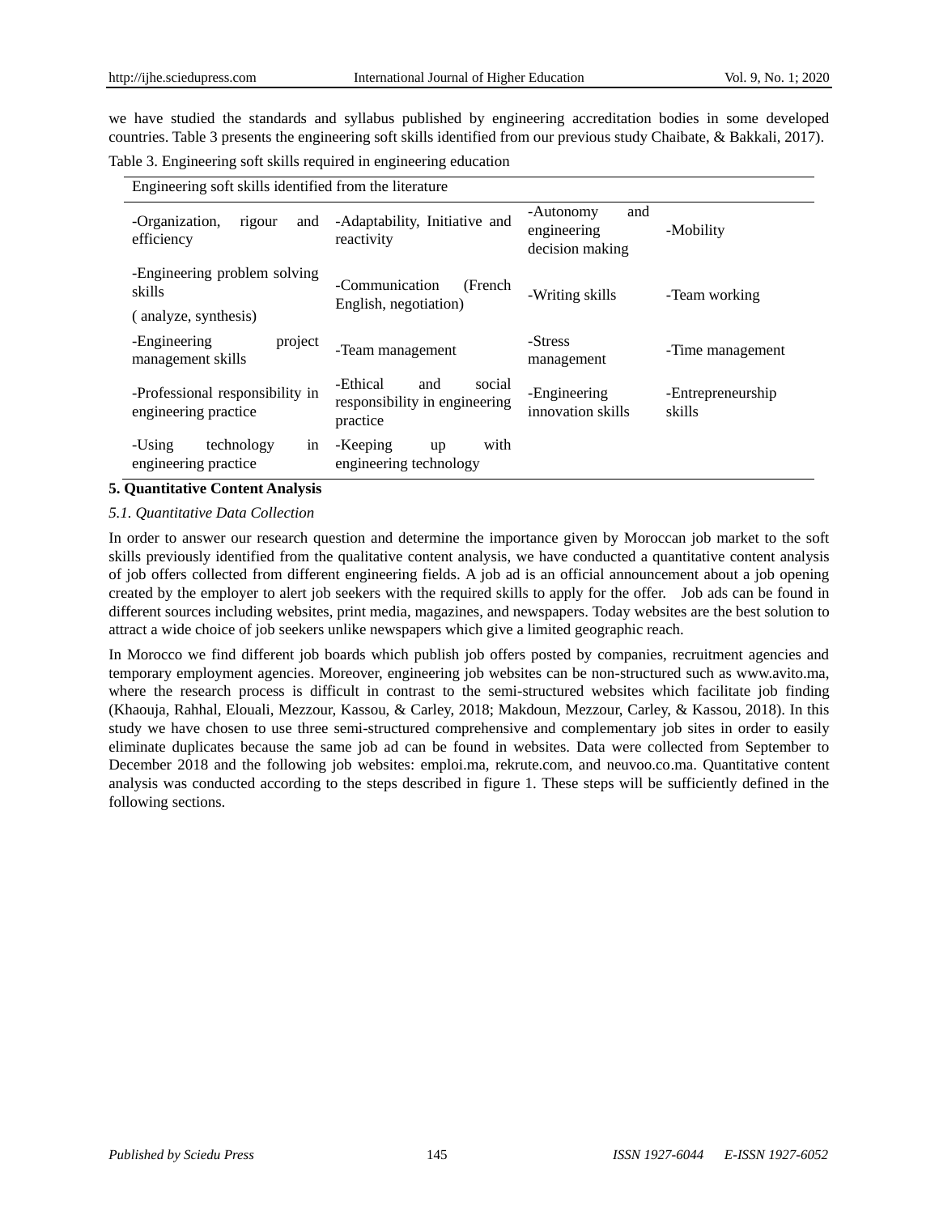we have studied the standards and syllabus published by engineering accreditation bodies in some developed countries. Table 3 presents the engineering soft skills identified from our previous study Chaibate, & Bakkali, 2017).

Table 3. Engineering soft skills required in engineering education

| Engineering soft skills identified from the literature | | | |
|---|---|---|---|
| -Organization, rigour and efficiency | -Adaptability, Initiative and reactivity | -Autonomy and engineering decision making | -Mobility |
| -Engineering problem solving skills ( analyze, synthesis) | -Communication (French English, negotiation) | -Writing skills | -Team working |
| -Engineering project management skills | -Team management | -Stress management | -Time management |
| -Professional responsibility in engineering practice | -Ethical and social responsibility in engineering practice | -Engineering innovation skills | -Entrepreneurship skills |
| -Using technology in engineering practice | -Keeping up with engineering technology | | |

## 5. Quantitative Content Analysis

### *5.1. Quantitative Data Collection*

In order to answer our research question and determine the importance given by Moroccan job market to the soft skills previously identified from the qualitative content analysis, we have conducted a quantitative content analysis of job offers collected from different engineering fields. A job ad is an official announcement about a job opening created by the employer to alert job seekers with the required skills to apply for the offer. Job ads can be found in different sources including websites, print media, magazines, and newspapers. Today websites are the best solution to attract a wide choice of job seekers unlike newspapers which give a limited geographic reach.

In Morocco we find different job boards which publish job offers posted by companies, recruitment agencies and temporary employment agencies. Moreover, engineering job websites can be non-structured such as www.avito.ma, where the research process is difficult in contrast to the semi-structured websites which facilitate job finding (Khaouja, Rahhal, Elouali, Mezzour, Kassou, & Carley, 2018; Makdoun, Mezzour, Carley, & Kassou, 2018). In this study we have chosen to use three semi-structured comprehensive and complementary job sites in order to easily eliminate duplicates because the same job ad can be found in websites. Data were collected from September to December 2018 and the following job websites: emploi.ma, rekrute.com, and neuvoo.co.ma. Quantitative content analysis was conducted according to the steps described in figure 1. These steps will be sufficiently defined in the following sections.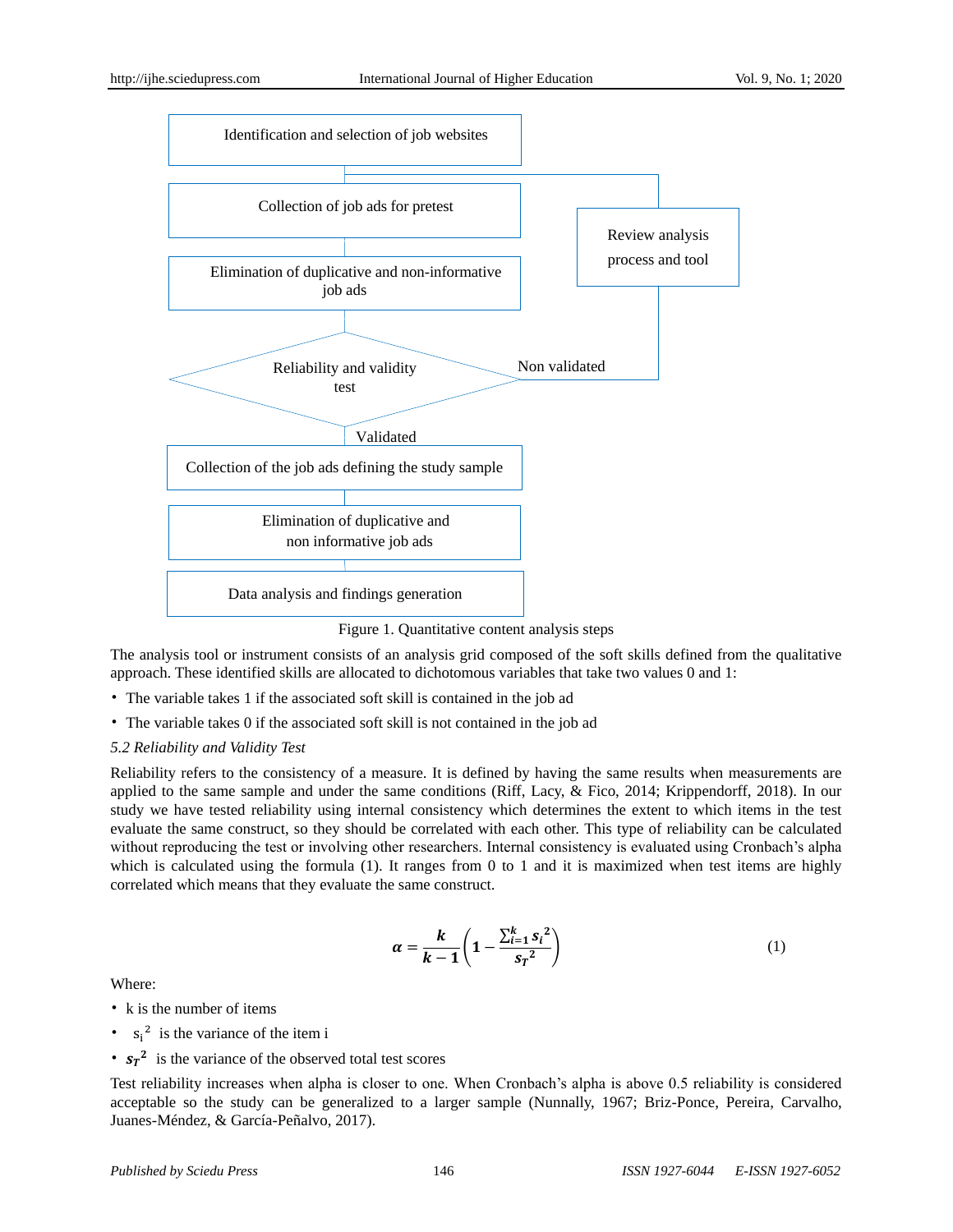Identification and selection of job websites

Collection of job ads for pretest

Elimination of duplicative and non-informative job ads

Reliability and validity test

Non validated

Review analysis process and tool

Validated

Collection of the job ads defining the study sample

Elimination of duplicative and non informative job ads

Data analysis and findings generation

Figure 1. Quantitative content analysis steps

The analysis tool or instrument consists of an analysis grid composed of the soft skills defined from the qualitative approach. These identified skills are allocated to dichotomous variables that take two values 0 and 1:

- The variable takes 1 if the associated soft skill is contained in the job ad
- The variable takes 0 if the associated soft skill is not contained in the job ad

*5.2 Reliability and Validity Test*

Reliability refers to the consistency of a measure. It is defined by having the same results when measurements are applied to the same sample and under the same conditions (Riff, Lacy, & Fico, 2014; Krippendorff, 2018). In our study we have tested reliability using internal consistency which determines the extent to which items in the test evaluate the same construct, so they should be correlated with each other. This type of reliability can be calculated without reproducing the test or involving other researchers. Internal consistency is evaluated using Cronbach's alpha which is calculated using the formula (1). It ranges from 0 to 1 and it is maximized when test items are highly correlated which means that they evaluate the same construct.

$$\alpha = \frac{k}{k-1}\left(1 - \frac{\sum_{i=1}^{k} {s_i}^2}{{s_T}^2}\right) \tag{1}$$

Where:

- k is the number of items
- ${s_i}^2$ is the variance of the item i
- ${s_T}^2$ is the variance of the observed total test scores

Test reliability increases when alpha is closer to one. When Cronbach's alpha is above 0.5 reliability is considered acceptable so the study can be generalized to a larger sample (Nunnally, 1967; Briz-Ponce, Pereira, Carvalho, Juanes-Méndez, & García-Peñalvo, 2017).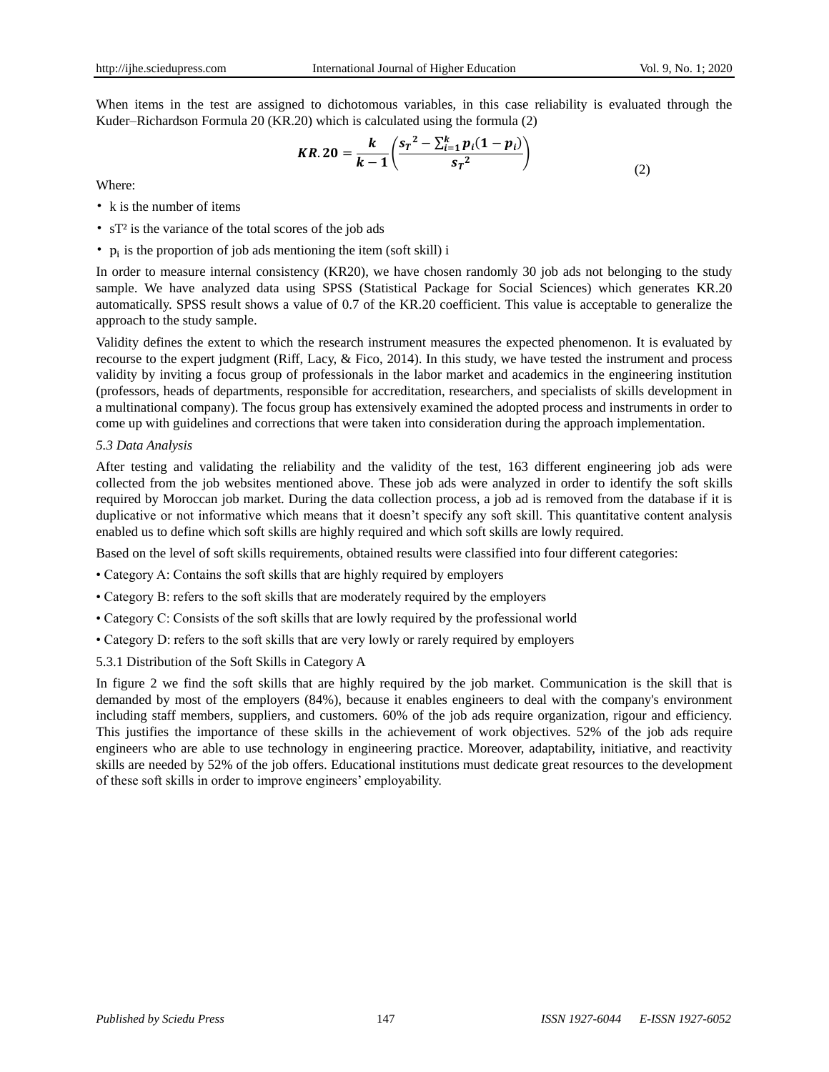When items in the test are assigned to dichotomous variables, in this case reliability is evaluated through the Kuder–Richardson Formula 20 (KR.20) which is calculated using the formula (2)

$$\boldsymbol{KR.20 = \frac{k}{k-1}\left(\frac{s_T{}^2 - \sum_{i=1}^{k} p_i(1-p_i)}{s_T{}^2}\right)} \quad (2)$$

Where:

- k is the number of items
- $s_T{}^2$ is the variance of the total scores of the job ads
- $p_i$ is the proportion of job ads mentioning the item (soft skill) i

In order to measure internal consistency (KR20), we have chosen randomly 30 job ads not belonging to the study sample. We have analyzed data using SPSS (Statistical Package for Social Sciences) which generates KR.20 automatically. SPSS result shows a value of 0.7 of the KR.20 coefficient. This value is acceptable to generalize the approach to the study sample.

Validity defines the extent to which the research instrument measures the expected phenomenon. It is evaluated by recourse to the expert judgment (Riff, Lacy, & Fico, 2014). In this study, we have tested the instrument and process validity by inviting a focus group of professionals in the labor market and academics in the engineering institution (professors, heads of departments, responsible for accreditation, researchers, and specialists of skills development in a multinational company). The focus group has extensively examined the adopted process and instruments in order to come up with guidelines and corrections that were taken into consideration during the approach implementation.

### *5.3 Data Analysis*

After testing and validating the reliability and the validity of the test, 163 different engineering job ads were collected from the job websites mentioned above. These job ads were analyzed in order to identify the soft skills required by Moroccan job market. During the data collection process, a job ad is removed from the database if it is duplicative or not informative which means that it doesn't specify any soft skill. This quantitative content analysis enabled us to define which soft skills are highly required and which soft skills are lowly required.

Based on the level of soft skills requirements, obtained results were classified into four different categories:

- Category A: Contains the soft skills that are highly required by employers
- Category B: refers to the soft skills that are moderately required by the employers
- Category C: Consists of the soft skills that are lowly required by the professional world
- Category D: refers to the soft skills that are very lowly or rarely required by employers

#### 5.3.1 Distribution of the Soft Skills in Category A

In figure 2 we find the soft skills that are highly required by the job market. Communication is the skill that is demanded by most of the employers (84%), because it enables engineers to deal with the company's environment including staff members, suppliers, and customers. 60% of the job ads require organization, rigour and efficiency. This justifies the importance of these skills in the achievement of work objectives. 52% of the job ads require engineers who are able to use technology in engineering practice. Moreover, adaptability, initiative, and reactivity skills are needed by 52% of the job offers. Educational institutions must dedicate great resources to the development of these soft skills in order to improve engineers' employability.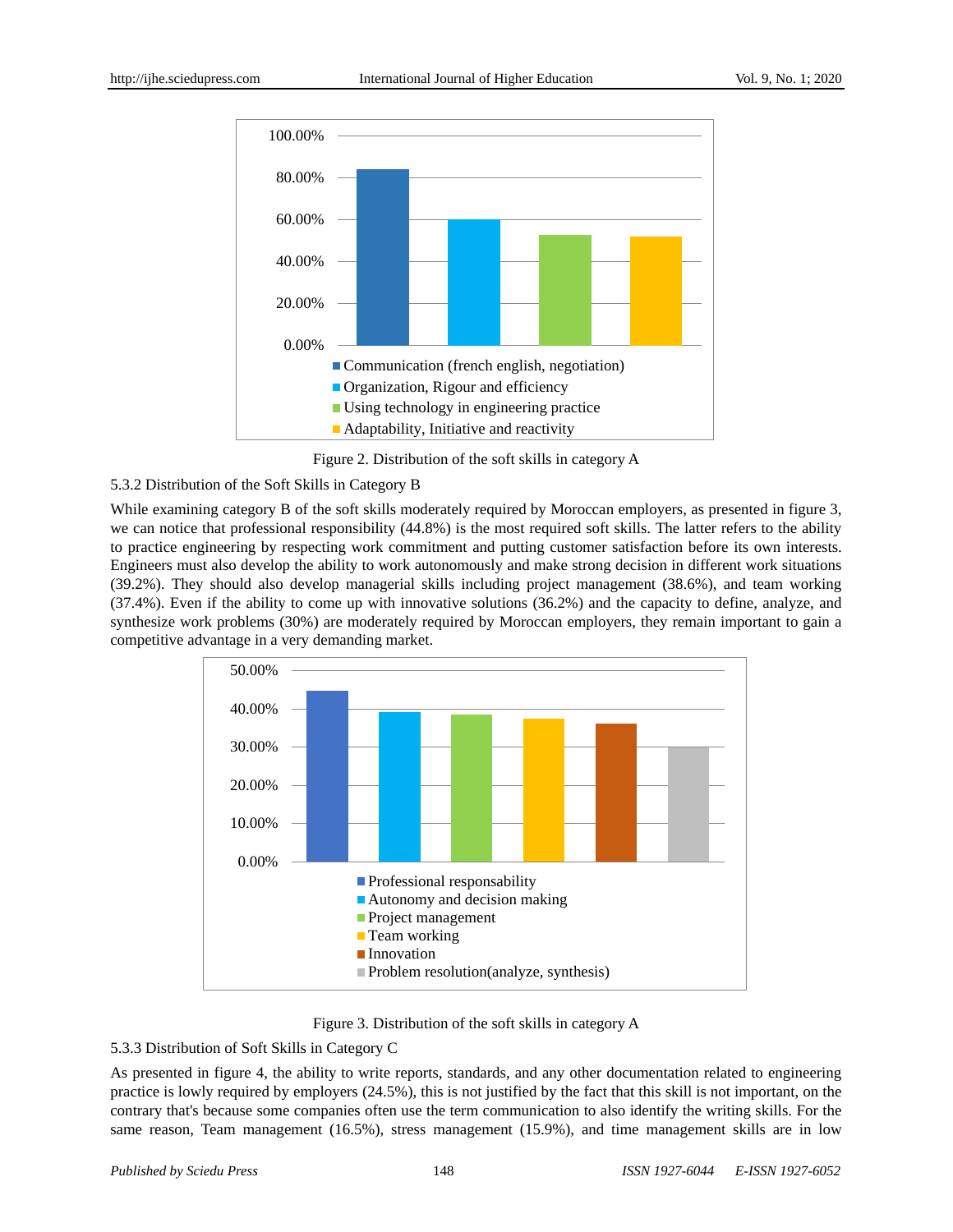Figure 2. Distribution of the soft skills in category A

### 5.3.2 Distribution of the Soft Skills in Category B

While examining category B of the soft skills moderately required by Moroccan employers, as presented in figure 3, we can notice that professional responsibility (44.8%) is the most required soft skills. The latter refers to the ability to practice engineering by respecting work commitment and putting customer satisfaction before its own interests. Engineers must also develop the ability to work autonomously and make strong decision in different work situations (39.2%). They should also develop managerial skills including project management (38.6%), and team working (37.4%). Even if the ability to come up with innovative solutions (36.2%) and the capacity to define, analyze, and synthesize work problems (30%) are moderately required by Moroccan employers, they remain important to gain a competitive advantage in a very demanding market.

Figure 3. Distribution of the soft skills in category A

### 5.3.3 Distribution of Soft Skills in Category C

As presented in figure 4, the ability to write reports, standards, and any other documentation related to engineering practice is lowly required by employers (24.5%), this is not justified by the fact that this skill is not important, on the contrary that's because some companies often use the term communication to also identify the writing skills. For the same reason, Team management (16.5%), stress management (15.9%), and time management skills are in low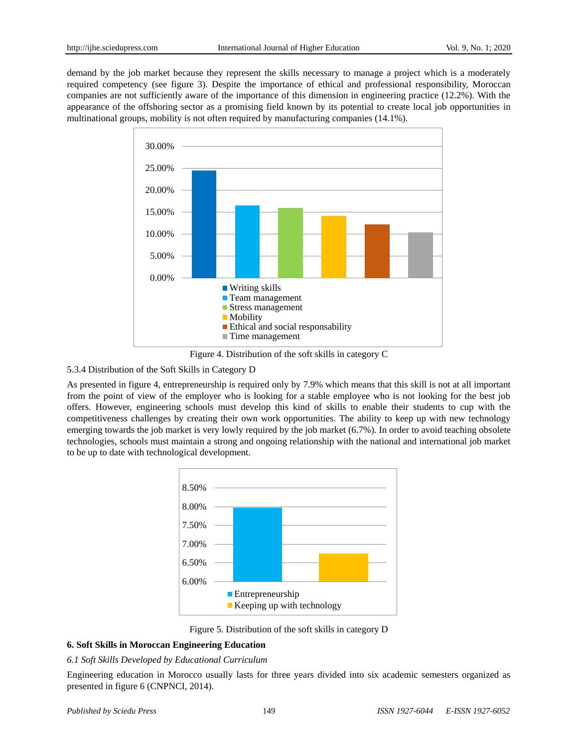demand by the job market because they represent the skills necessary to manage a project which is a moderately required competency (see figure 3). Despite the importance of ethical and professional responsibility, Moroccan companies are not sufficiently aware of the importance of this dimension in engineering practice (12.2%). With the appearance of the offshoring sector as a promising field known by its potential to create local job opportunities in multinational groups, mobility is not often required by manufacturing companies (14.1%).

Figure 4. Distribution of the soft skills in category C

5.3.4 Distribution of the Soft Skills in Category D

As presented in figure 4, entrepreneurship is required only by 7.9% which means that this skill is not at all important from the point of view of the employer who is looking for a stable employee who is not looking for the best job offers. However, engineering schools must develop this kind of skills to enable their students to cup with the competitiveness challenges by creating their own work opportunities. The ability to keep up with new technology emerging towards the job market is very lowly required by the job market (6.7%). In order to avoid teaching obsolete technologies, schools must maintain a strong and ongoing relationship with the national and international job market to be up to date with technological development.

Figure 5. Distribution of the soft skills in category D

## 6. Soft Skills in Moroccan Engineering Education

### *6.1 Soft Skills Developed by Educational Curriculum*

Engineering education in Morocco usually lasts for three years divided into six academic semesters organized as presented in figure 6 (CNPNCI, 2014).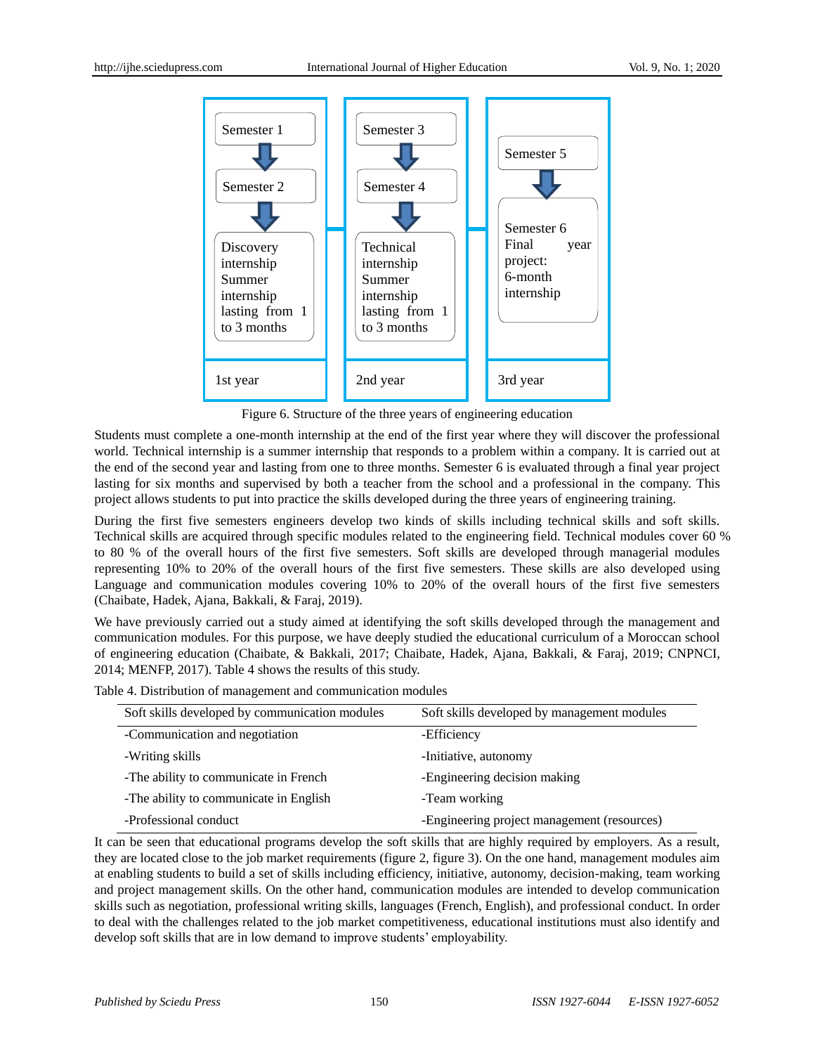| 1st year | 2nd year | 3rd year |
| --- | --- | --- |
| Semester 1 → Semester 2 → Discovery internship Summer internship lasting from 1 to 3 months | Semester 3 → Semester 4 → Technical internship Summer internship lasting from 1 to 3 months | Semester 5 → Semester 6 Final year project: 6-month internship |

Figure 6. Structure of the three years of engineering education

Students must complete a one-month internship at the end of the first year where they will discover the professional world. Technical internship is a summer internship that responds to a problem within a company. It is carried out at the end of the second year and lasting from one to three months. Semester 6 is evaluated through a final year project lasting for six months and supervised by both a teacher from the school and a professional in the company. This project allows students to put into practice the skills developed during the three years of engineering training.

During the first five semesters engineers develop two kinds of skills including technical skills and soft skills. Technical skills are acquired through specific modules related to the engineering field. Technical modules cover 60 % to 80 % of the overall hours of the first five semesters. Soft skills are developed through managerial modules representing 10% to 20% of the overall hours of the first five semesters. These skills are also developed using Language and communication modules covering 10% to 20% of the overall hours of the first five semesters (Chaibate, Hadek, Ajana, Bakkali, & Faraj, 2019).

We have previously carried out a study aimed at identifying the soft skills developed through the management and communication modules. For this purpose, we have deeply studied the educational curriculum of a Moroccan school of engineering education (Chaibate, & Bakkali, 2017; Chaibate, Hadek, Ajana, Bakkali, & Faraj, 2019; CNPNCI, 2014; MENFP, 2017). Table 4 shows the results of this study.

Table 4. Distribution of management and communication modules

| Soft skills developed by communication modules | Soft skills developed by management modules |
| --- | --- |
| -Communication and negotiation | -Efficiency |
| -Writing skills | -Initiative, autonomy |
| -The ability to communicate in French | -Engineering decision making |
| -The ability to communicate in English | -Team working |
| -Professional conduct | -Engineering project management (resources) |

It can be seen that educational programs develop the soft skills that are highly required by employers. As a result, they are located close to the job market requirements (figure 2, figure 3). On the one hand, management modules aim at enabling students to build a set of skills including efficiency, initiative, autonomy, decision-making, team working and project management skills. On the other hand, communication modules are intended to develop communication skills such as negotiation, professional writing skills, languages (French, English), and professional conduct. In order to deal with the challenges related to the job market competitiveness, educational institutions must also identify and develop soft skills that are in low demand to improve students' employability.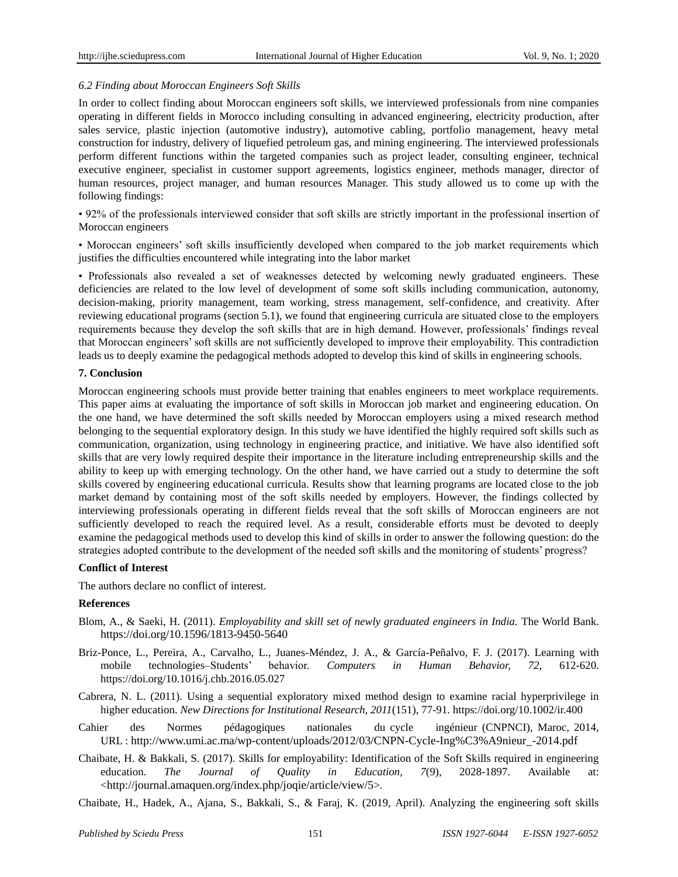### *6.2 Finding about Moroccan Engineers Soft Skills*

In order to collect finding about Moroccan engineers soft skills, we interviewed professionals from nine companies operating in different fields in Morocco including consulting in advanced engineering, electricity production, after sales service, plastic injection (automotive industry), automotive cabling, portfolio management, heavy metal construction for industry, delivery of liquefied petroleum gas, and mining engineering. The interviewed professionals perform different functions within the targeted companies such as project leader, consulting engineer, technical executive engineer, specialist in customer support agreements, logistics engineer, methods manager, director of human resources, project manager, and human resources Manager. This study allowed us to come up with the following findings:

• 92% of the professionals interviewed consider that soft skills are strictly important in the professional insertion of Moroccan engineers

• Moroccan engineers' soft skills insufficiently developed when compared to the job market requirements which justifies the difficulties encountered while integrating into the labor market

• Professionals also revealed a set of weaknesses detected by welcoming newly graduated engineers. These deficiencies are related to the low level of development of some soft skills including communication, autonomy, decision-making, priority management, team working, stress management, self-confidence, and creativity. After reviewing educational programs (section 5.1), we found that engineering curricula are situated close to the employers requirements because they develop the soft skills that are in high demand. However, professionals' findings reveal that Moroccan engineers' soft skills are not sufficiently developed to improve their employability. This contradiction leads us to deeply examine the pedagogical methods adopted to develop this kind of skills in engineering schools.

## 7. Conclusion

Moroccan engineering schools must provide better training that enables engineers to meet workplace requirements. This paper aims at evaluating the importance of soft skills in Moroccan job market and engineering education. On the one hand, we have determined the soft skills needed by Moroccan employers using a mixed research method belonging to the sequential exploratory design. In this study we have identified the highly required soft skills such as communication, organization, using technology in engineering practice, and initiative. We have also identified soft skills that are very lowly required despite their importance in the literature including entrepreneurship skills and the ability to keep up with emerging technology. On the other hand, we have carried out a study to determine the soft skills covered by engineering educational curricula. Results show that learning programs are located close to the job market demand by containing most of the soft skills needed by employers. However, the findings collected by interviewing professionals operating in different fields reveal that the soft skills of Moroccan engineers are not sufficiently developed to reach the required level. As a result, considerable efforts must be devoted to deeply examine the pedagogical methods used to develop this kind of skills in order to answer the following question: do the strategies adopted contribute to the development of the needed soft skills and the monitoring of students' progress?

## Conflict of Interest

The authors declare no conflict of interest.

## References

Blom, A., & Saeki, H. (2011). *Employability and skill set of newly graduated engineers in India.* The World Bank. https://doi.org/10.1596/1813-9450-5640

Briz-Ponce, L., Pereira, A., Carvalho, L., Juanes-Méndez, J. A., & García-Peñalvo, F. J. (2017). Learning with mobile technologies–Students' behavior. *Computers in Human Behavior, 72,* 612-620. https://doi.org/10.1016/j.chb.2016.05.027

Cabrera, N. L. (2011). Using a sequential exploratory mixed method design to examine racial hyperprivilege in higher education. *New Directions for Institutional Research, 2011*(151), 77-91. https://doi.org/10.1002/ir.400

Cahier des Normes pédagogiques nationales du cycle ingénieur (CNPNCI), Maroc, 2014, URL : http://www.umi.ac.ma/wp-content/uploads/2012/03/CNPN-Cycle-Ing%C3%A9nieur_-2014.pdf

Chaibate, H. & Bakkali, S. (2017). Skills for employability: Identification of the Soft Skills required in engineering education. *The Journal of Quality in Education, 7*(9), 2028-1897. Available at: <http://journal.amaquen.org/index.php/joqie/article/view/5>.

Chaibate, H., Hadek, A., Ajana, S., Bakkali, S., & Faraj, K. (2019, April). Analyzing the engineering soft skills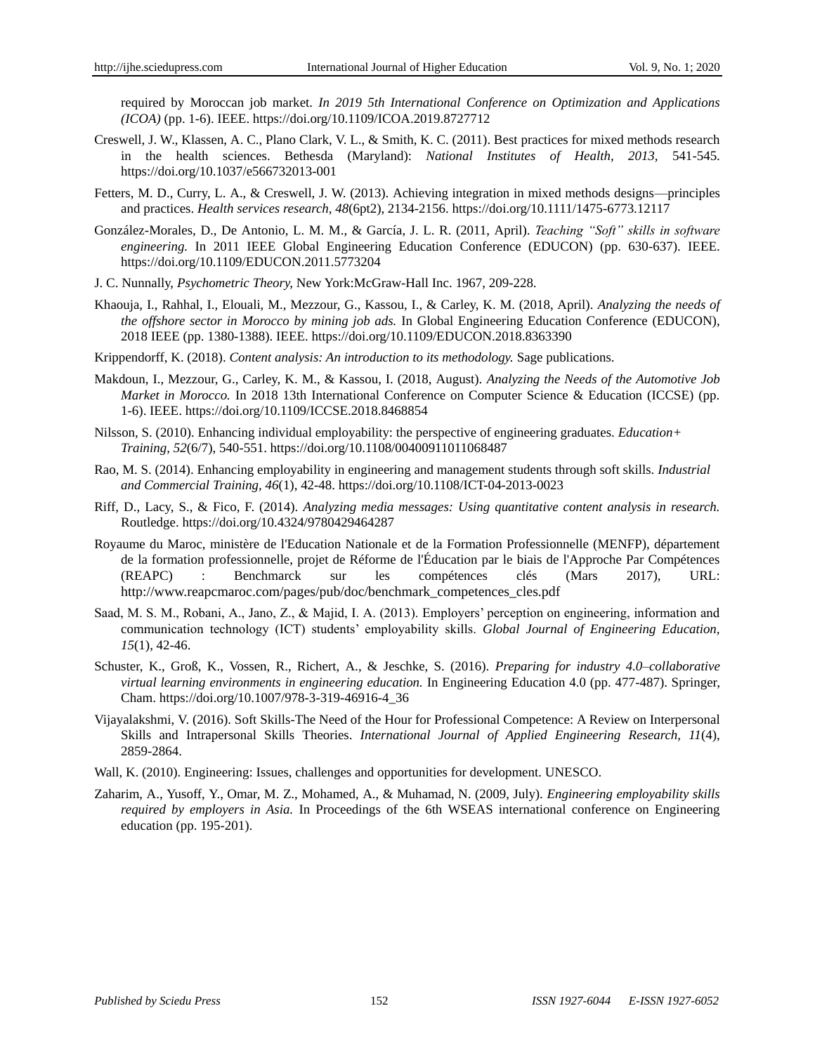required by Moroccan job market. *In 2019 5th International Conference on Optimization and Applications (ICOA)* (pp. 1-6). IEEE. https://doi.org/10.1109/ICOA.2019.8727712

Creswell, J. W., Klassen, A. C., Plano Clark, V. L., & Smith, K. C. (2011). Best practices for mixed methods research in the health sciences. Bethesda (Maryland): *National Institutes of Health, 2013*, 541-545. https://doi.org/10.1037/e566732013-001

Fetters, M. D., Curry, L. A., & Creswell, J. W. (2013). Achieving integration in mixed methods designs—principles and practices. *Health services research, 48*(6pt2), 2134-2156. https://doi.org/10.1111/1475-6773.12117

González-Morales, D., De Antonio, L. M. M., & García, J. L. R. (2011, April). *Teaching "Soft" skills in software engineering.* In 2011 IEEE Global Engineering Education Conference (EDUCON) (pp. 630-637). IEEE. https://doi.org/10.1109/EDUCON.2011.5773204

J. C. Nunnally, *Psychometric Theory,* New York:McGraw-Hall Inc. 1967, 209-228.

Khaouja, I., Rahhal, I., Elouali, M., Mezzour, G., Kassou, I., & Carley, K. M. (2018, April). *Analyzing the needs of the offshore sector in Morocco by mining job ads.* In Global Engineering Education Conference (EDUCON), 2018 IEEE (pp. 1380-1388). IEEE. https://doi.org/10.1109/EDUCON.2018.8363390

Krippendorff, K. (2018). *Content analysis: An introduction to its methodology.* Sage publications.

Makdoun, I., Mezzour, G., Carley, K. M., & Kassou, I. (2018, August). *Analyzing the Needs of the Automotive Job Market in Morocco.* In 2018 13th International Conference on Computer Science & Education (ICCSE) (pp. 1-6). IEEE. https://doi.org/10.1109/ICCSE.2018.8468854

Nilsson, S. (2010). Enhancing individual employability: the perspective of engineering graduates. *Education+ Training, 52*(6/7), 540-551. https://doi.org/10.1108/00400911011068487

Rao, M. S. (2014). Enhancing employability in engineering and management students through soft skills. *Industrial and Commercial Training, 46*(1), 42-48. https://doi.org/10.1108/ICT-04-2013-0023

Riff, D., Lacy, S., & Fico, F. (2014). *Analyzing media messages: Using quantitative content analysis in research.* Routledge. https://doi.org/10.4324/9780429464287

Royaume du Maroc, ministère de l'Education Nationale et de la Formation Professionnelle (MENFP), département de la formation professionnelle, projet de Réforme de l'Éducation par le biais de l'Approche Par Compétences (REAPC) : Benchmarck sur les compétences clés (Mars 2017), URL: http://www.reapcmaroc.com/pages/pub/doc/benchmark_competences_cles.pdf

Saad, M. S. M., Robani, A., Jano, Z., & Majid, I. A. (2013). Employers' perception on engineering, information and communication technology (ICT) students' employability skills. *Global Journal of Engineering Education, 15*(1), 42-46.

Schuster, K., Groß, K., Vossen, R., Richert, A., & Jeschke, S. (2016). *Preparing for industry 4.0–collaborative virtual learning environments in engineering education.* In Engineering Education 4.0 (pp. 477-487). Springer, Cham. https://doi.org/10.1007/978-3-319-46916-4_36

Vijayalakshmi, V. (2016). Soft Skills-The Need of the Hour for Professional Competence: A Review on Interpersonal Skills and Intrapersonal Skills Theories. *International Journal of Applied Engineering Research, 11*(4), 2859-2864.

Wall, K. (2010). Engineering: Issues, challenges and opportunities for development. UNESCO.

Zaharim, A., Yusoff, Y., Omar, M. Z., Mohamed, A., & Muhamad, N. (2009, July). *Engineering employability skills required by employers in Asia.* In Proceedings of the 6th WSEAS international conference on Engineering education (pp. 195-201).